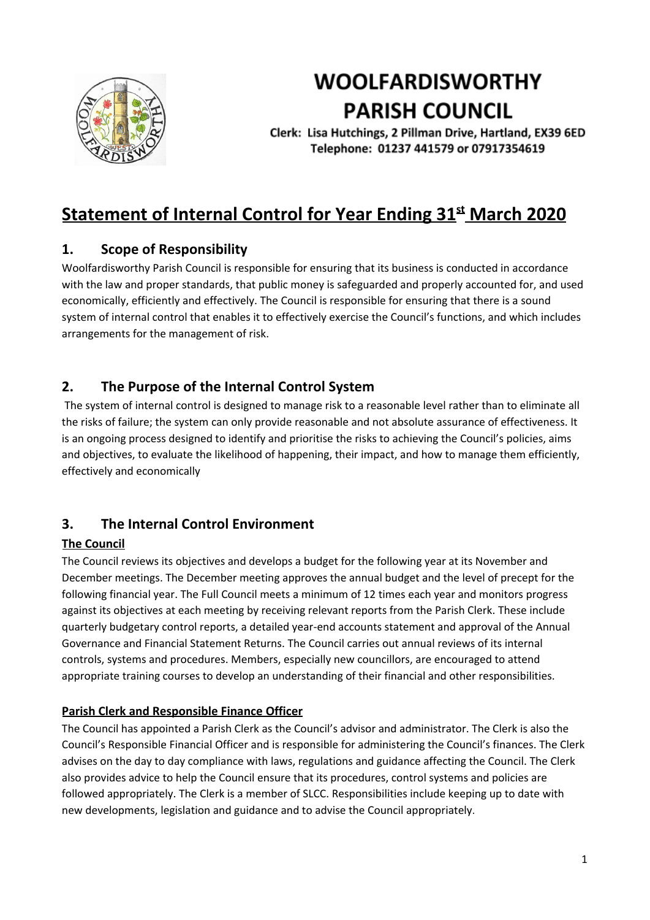# WOOLFARDISWORTHY PARISH COUNCIL

**Clerk: Lisa Hutchings, 2 Pillman Drive, Hartland, EX39 6ED**
**Telephone: 01237 441579 or 07917354619**

# Statement of Internal Control for Year Ending 31st March 2020

## 1. Scope of Responsibility

Woolfardisworthy Parish Council is responsible for ensuring that its business is conducted in accordance with the law and proper standards, that public money is safeguarded and properly accounted for, and used economically, efficiently and effectively. The Council is responsible for ensuring that there is a sound system of internal control that enables it to effectively exercise the Council's functions, and which includes arrangements for the management of risk.

## 2. The Purpose of the Internal Control System

The system of internal control is designed to manage risk to a reasonable level rather than to eliminate all the risks of failure; the system can only provide reasonable and not absolute assurance of effectiveness. It is an ongoing process designed to identify and prioritise the risks to achieving the Council's policies, aims and objectives, to evaluate the likelihood of happening, their impact, and how to manage them efficiently, effectively and economically

## 3. The Internal Control Environment

**The Council**

The Council reviews its objectives and develops a budget for the following year at its November and December meetings. The December meeting approves the annual budget and the level of precept for the following financial year. The Full Council meets a minimum of 12 times each year and monitors progress against its objectives at each meeting by receiving relevant reports from the Parish Clerk. These include quarterly budgetary control reports, a detailed year-end accounts statement and approval of the Annual Governance and Financial Statement Returns. The Council carries out annual reviews of its internal controls, systems and procedures. Members, especially new councillors, are encouraged to attend appropriate training courses to develop an understanding of their financial and other responsibilities.

**Parish Clerk and Responsible Finance Officer**

The Council has appointed a Parish Clerk as the Council's advisor and administrator. The Clerk is also the Council's Responsible Financial Officer and is responsible for administering the Council's finances. The Clerk advises on the day to day compliance with laws, regulations and guidance affecting the Council. The Clerk also provides advice to help the Council ensure that its procedures, control systems and policies are followed appropriately. The Clerk is a member of SLCC. Responsibilities include keeping up to date with new developments, legislation and guidance and to advise the Council appropriately.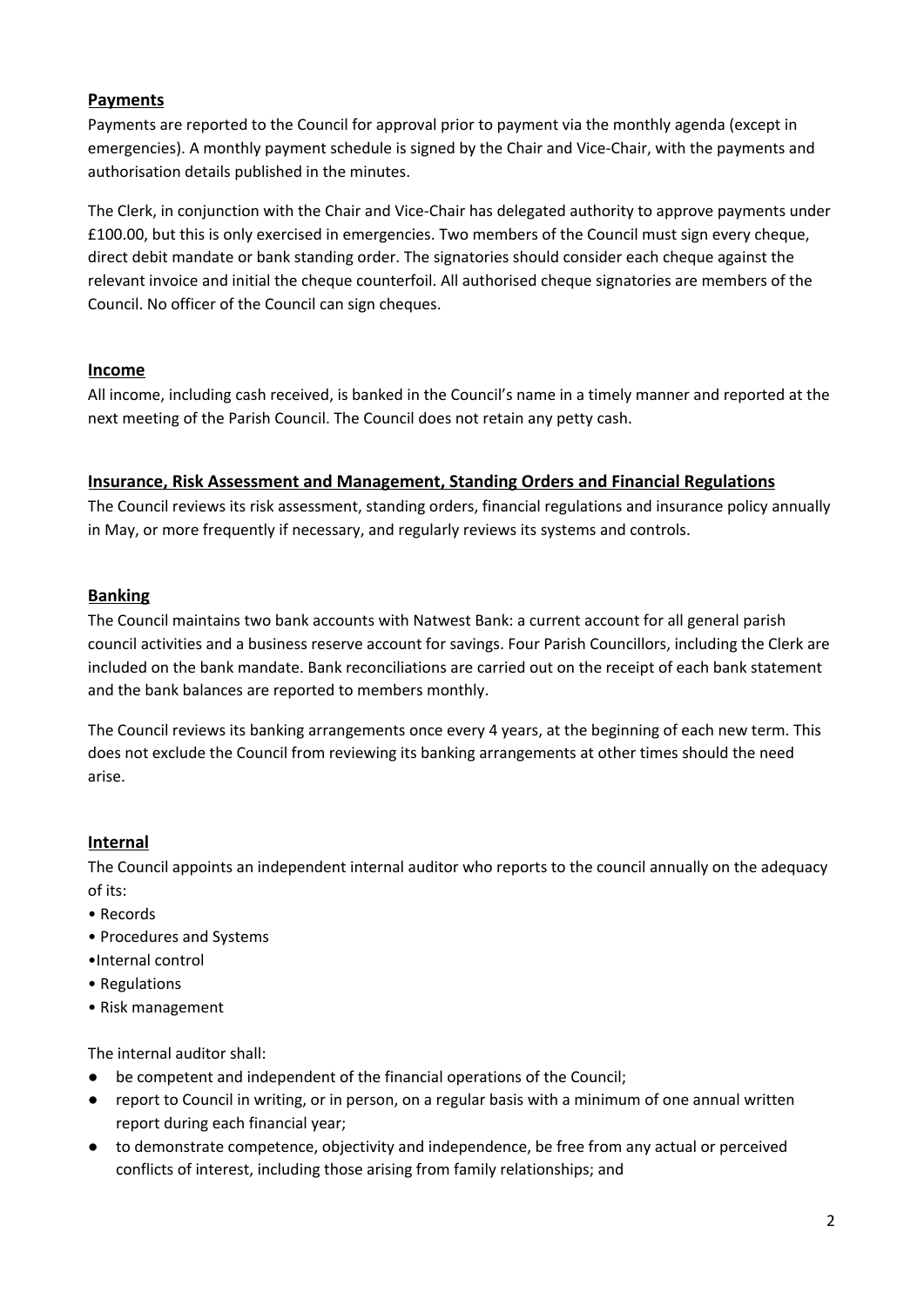## Payments

Payments are reported to the Council for approval prior to payment via the monthly agenda (except in emergencies). A monthly payment schedule is signed by the Chair and Vice-Chair, with the payments and authorisation details published in the minutes.

The Clerk, in conjunction with the Chair and Vice-Chair has delegated authority to approve payments under £100.00, but this is only exercised in emergencies. Two members of the Council must sign every cheque, direct debit mandate or bank standing order. The signatories should consider each cheque against the relevant invoice and initial the cheque counterfoil. All authorised cheque signatories are members of the Council. No officer of the Council can sign cheques.

## Income

All income, including cash received, is banked in the Council's name in a timely manner and reported at the next meeting of the Parish Council. The Council does not retain any petty cash.

## Insurance, Risk Assessment and Management, Standing Orders and Financial Regulations

The Council reviews its risk assessment, standing orders, financial regulations and insurance policy annually in May, or more frequently if necessary, and regularly reviews its systems and controls.

## Banking

The Council maintains two bank accounts with Natwest Bank: a current account for all general parish council activities and a business reserve account for savings. Four Parish Councillors, including the Clerk are included on the bank mandate. Bank reconciliations are carried out on the receipt of each bank statement and the bank balances are reported to members monthly.

The Council reviews its banking arrangements once every 4 years, at the beginning of each new term. This does not exclude the Council from reviewing its banking arrangements at other times should the need arise.

## Internal

The Council appoints an independent internal auditor who reports to the council annually on the adequacy of its:

- Records
- Procedures and Systems
- Internal control
- Regulations
- Risk management

The internal auditor shall:

- be competent and independent of the financial operations of the Council;
- report to Council in writing, or in person, on a regular basis with a minimum of one annual written report during each financial year;
- to demonstrate competence, objectivity and independence, be free from any actual or perceived conflicts of interest, including those arising from family relationships; and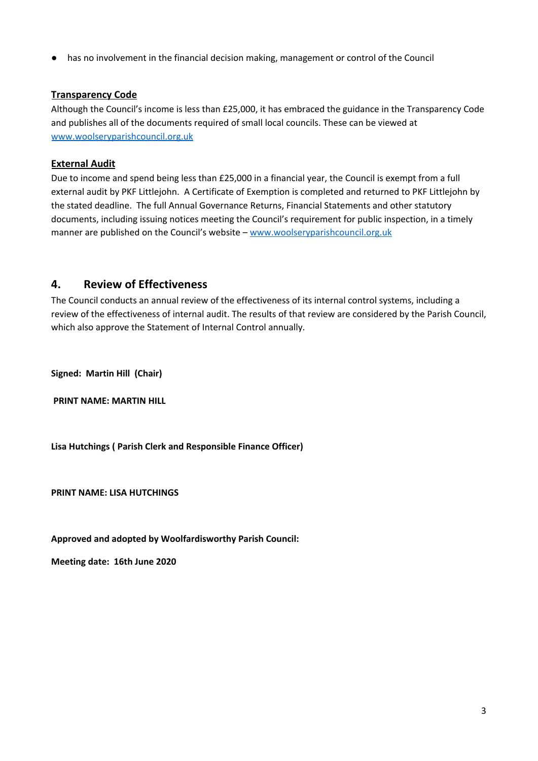- has no involvement in the financial decision making, management or control of the Council

**Transparency Code**

Although the Council's income is less than £25,000, it has embraced the guidance in the Transparency Code and publishes all of the documents required of small local councils. These can be viewed at [www.woolseryparishcouncil.org.uk](www.woolseryparishcouncil.org.uk)

**External Audit**

Due to income and spend being less than £25,000 in a financial year, the Council is exempt from a full external audit by PKF Littlejohn. A Certificate of Exemption is completed and returned to PKF Littlejohn by the stated deadline. The full Annual Governance Returns, Financial Statements and other statutory documents, including issuing notices meeting the Council's requirement for public inspection, in a timely manner are published on the Council's website – [www.woolseryparishcouncil.org.uk](www.woolseryparishcouncil.org.uk)

## 4. Review of Effectiveness

The Council conducts an annual review of the effectiveness of its internal control systems, including a review of the effectiveness of internal audit. The results of that review are considered by the Parish Council, which also approve the Statement of Internal Control annually.

**Signed: Martin Hill (Chair)**

**PRINT NAME: MARTIN HILL**

**Lisa Hutchings ( Parish Clerk and Responsible Finance Officer)**

**PRINT NAME: LISA HUTCHINGS**

**Approved and adopted by Woolfardisworthy Parish Council:**

**Meeting date: 16th June 2020**